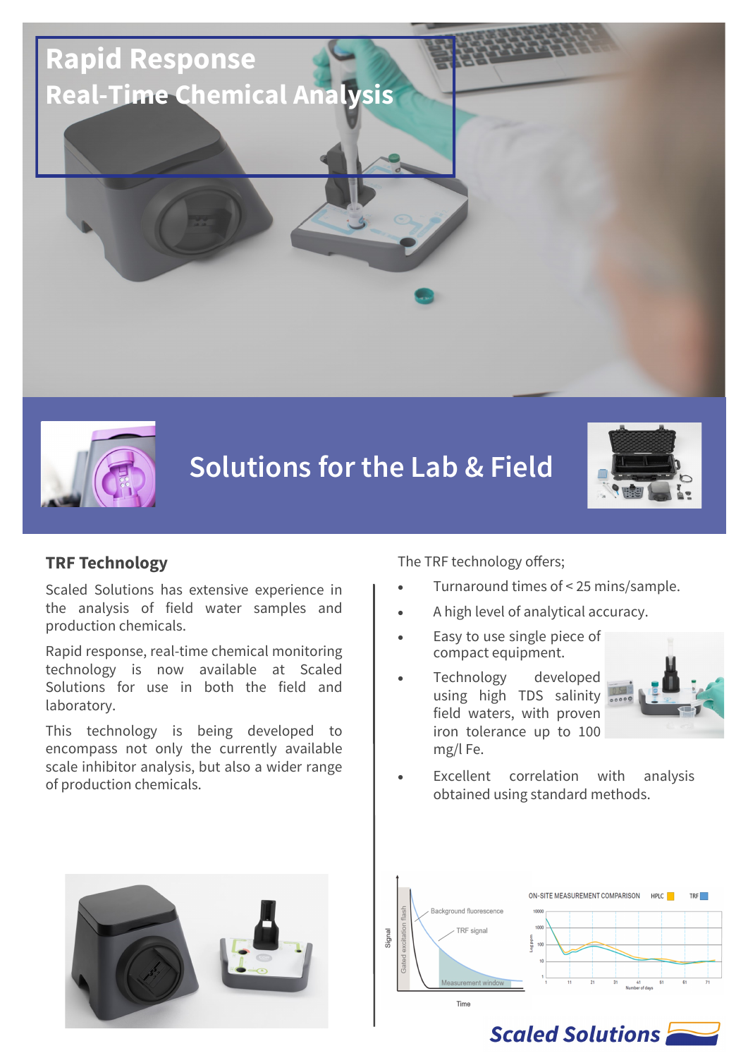# Rapid Response
# Real-Time Chemical Analysis

## Solutions for the Lab & Field

### TRF Technology

Scaled Solutions has extensive experience in the analysis of field water samples and production chemicals.

Rapid response, real-time chemical monitoring technology is now available at Scaled Solutions for use in both the field and laboratory.

This technology is being developed to encompass not only the currently available scale inhibitor analysis, but also a wider range of production chemicals.

The TRF technology offers;

- Turnaround times of < 25 mins/sample.
- A high level of analytical accuracy.
- Easy to use single piece of compact equipment.
- Technology developed using high TDS salinity field waters, with proven iron tolerance up to 100 mg/l Fe.
- Excellent correlation with analysis obtained using standard methods.

Scaled Solutions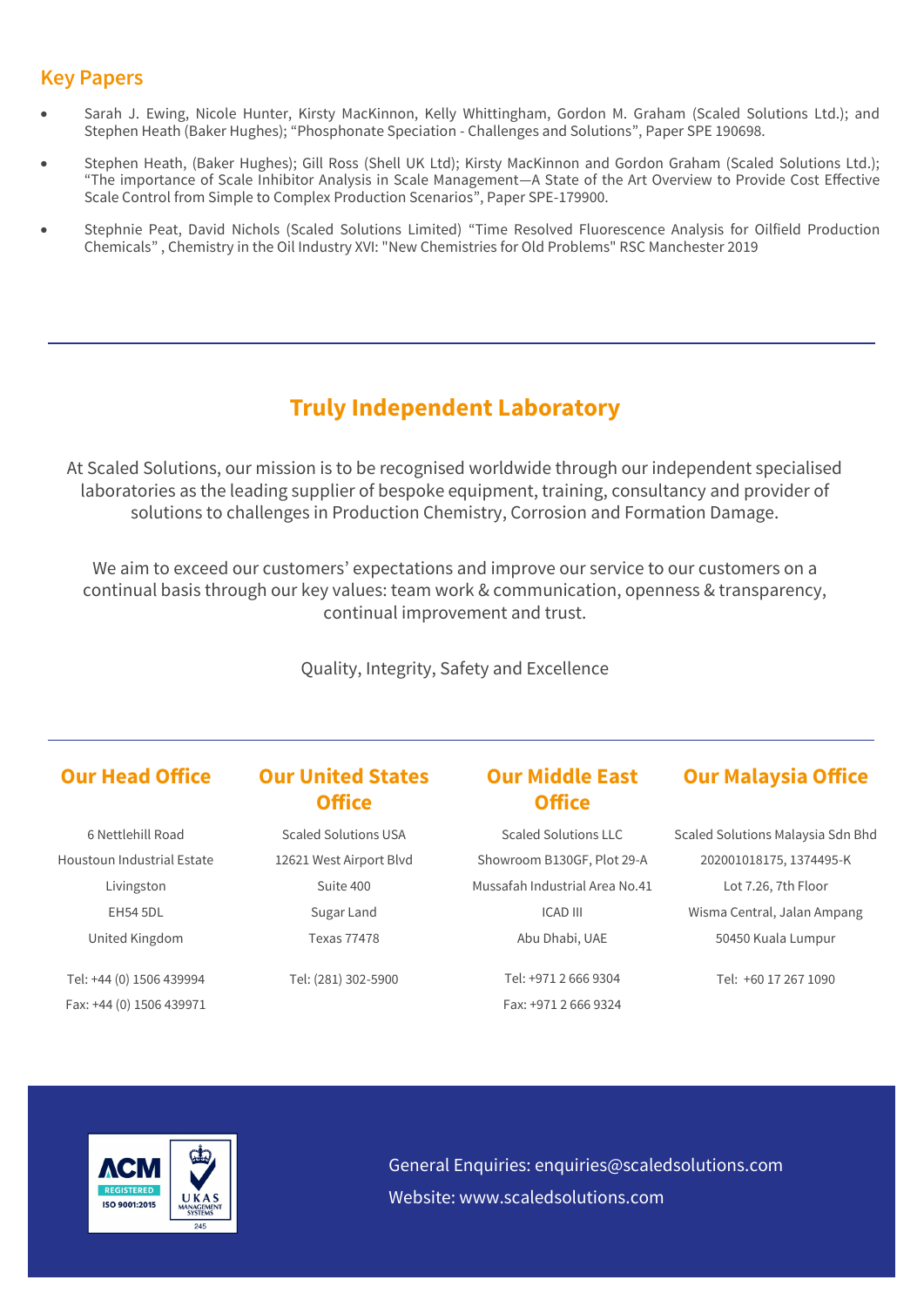## Key Papers

- Sarah J. Ewing, Nicole Hunter, Kirsty MacKinnon, Kelly Whittingham, Gordon M. Graham (Scaled Solutions Ltd.); and Stephen Heath (Baker Hughes); "Phosphonate Speciation - Challenges and Solutions", Paper SPE 190698.
- Stephen Heath, (Baker Hughes); Gill Ross (Shell UK Ltd); Kirsty MacKinnon and Gordon Graham (Scaled Solutions Ltd.); "The importance of Scale Inhibitor Analysis in Scale Management—A State of the Art Overview to Provide Cost Effective Scale Control from Simple to Complex Production Scenarios", Paper SPE-179900.
- Stephnie Peat, David Nichols (Scaled Solutions Limited) "Time Resolved Fluorescence Analysis for Oilfield Production Chemicals" , Chemistry in the Oil Industry XVI: "New Chemistries for Old Problems" RSC Manchester 2019

---

## Truly Independent Laboratory

At Scaled Solutions, our mission is to be recognised worldwide through our independent specialised laboratories as the leading supplier of bespoke equipment, training, consultancy and provider of solutions to challenges in Production Chemistry, Corrosion and Formation Damage.

We aim to exceed our customers' expectations and improve our service to our customers on a continual basis through our key values: team work & communication, openness & transparency, continual improvement and trust.

Quality, Integrity, Safety and Excellence

---

### Our Head Office

6 Nettlehill Road
Houstoun Industrial Estate
Livingston
EH54 5DL
United Kingdom

Tel: +44 (0) 1506 439994
Fax: +44 (0) 1506 439971

### Our United States Office

Scaled Solutions USA
12621 West Airport Blvd
Suite 400
Sugar Land
Texas 77478

Tel: (281) 302-5900

### Our Middle East Office

Scaled Solutions LLC
Showroom B130GF, Plot 29-A
Mussafah Industrial Area No.41
ICAD III
Abu Dhabi, UAE

Tel: +971 2 666 9304
Fax: +971 2 666 9324

### Our Malaysia Office

Scaled Solutions Malaysia Sdn Bhd
202001018175, 1374495-K
Lot 7.26, 7th Floor
Wisma Central, Jalan Ampang
50450 Kuala Lumpur

Tel: +60 17 267 1090

ACM REGISTERED ISO 9001:2015 — UKAS MANAGEMENT SYSTEMS 245

General Enquiries: enquiries@scaledsolutions.com
Website: www.scaledsolutions.com